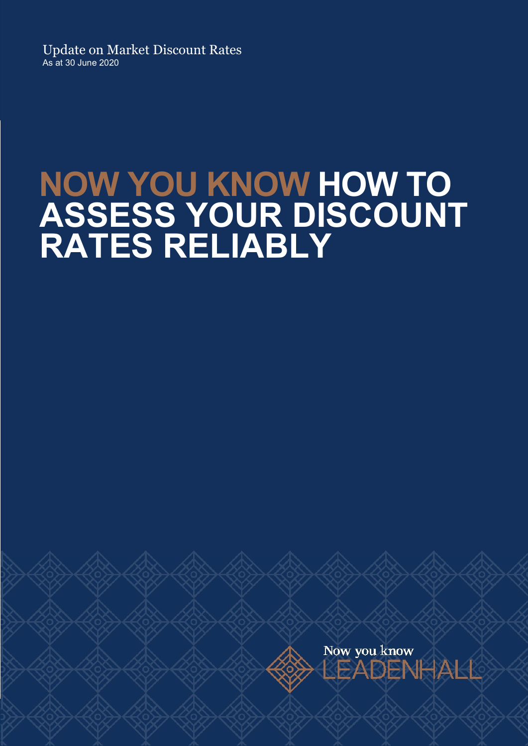Update on Market Discount Rates

As at 30 June 2020

# NOW YOU KNOW HOW TO ASSESS YOUR DISCOUNT RATES RELIABLY

Now you know

LEADENHALL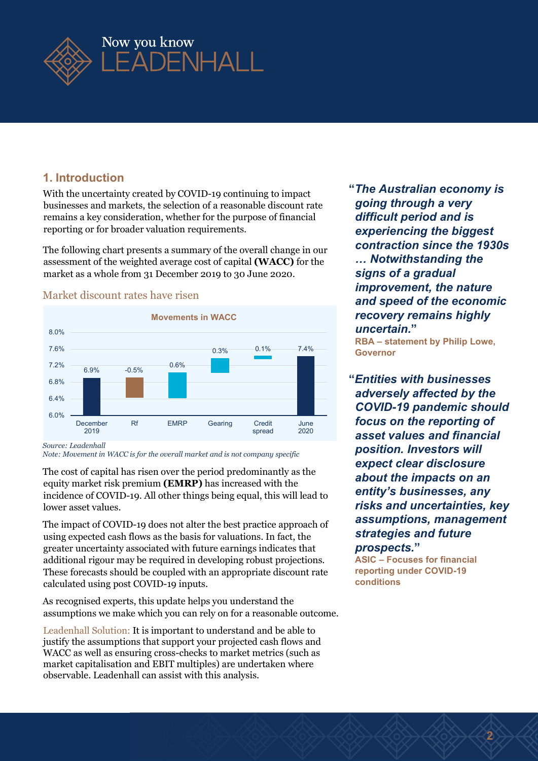## 1. Introduction

With the uncertainty created by COVID-19 continuing to impact businesses and markets, the selection of a reasonable discount rate remains a key consideration, whether for the purpose of financial reporting or for broader valuation requirements.

The following chart presents a summary of the overall change in our assessment of the weighted average cost of capital **(WACC)** for the market as a whole from 31 December 2019 to 30 June 2020.

### Market discount rates have risen

**Movements in WACC**

| | December 2019 | Rf | EMRP | Gearing | Credit spread | June 2020 |
|---|---|---|---|---|---|---|
| WACC / Movement | 6.9% | -0.5% | 0.6% | 0.3% | 0.1% | 7.4% |

*Source: Leadenhall*

*Note: Movement in WACC is for the overall market and is not company specific*

The cost of capital has risen over the period predominantly as the equity market risk premium **(EMRP)** has increased with the incidence of COVID-19. All other things being equal, this will lead to lower asset values.

The impact of COVID-19 does not alter the best practice approach of using expected cash flows as the basis for valuations. In fact, the greater uncertainty associated with future earnings indicates that additional rigour may be required in developing robust projections. These forecasts should be coupled with an appropriate discount rate calculated using post COVID-19 inputs.

As recognised experts, this update helps you understand the assumptions we make which you can rely on for a reasonable outcome.

Leadenhall Solution: It is important to understand and be able to justify the assumptions that support your projected cash flows and WACC as well as ensuring cross-checks to market metrics (such as market capitalisation and EBIT multiples) are undertaken where observable. Leadenhall can assist with this analysis.

> ***"The Australian economy is going through a very difficult period and is experiencing the biggest contraction since the 1930s … Notwithstanding the signs of a gradual improvement, the nature and speed of the economic recovery remains highly uncertain."***
>
> **RBA – statement by Philip Lowe, Governor**

> ***"Entities with businesses adversely affected by the COVID-19 pandemic should focus on the reporting of asset values and financial position. Investors will expect clear disclosure about the impacts on an entity's businesses, any risks and uncertainties, key assumptions, management strategies and future prospects."***
>
> **ASIC – Focuses for financial reporting under COVID-19 conditions**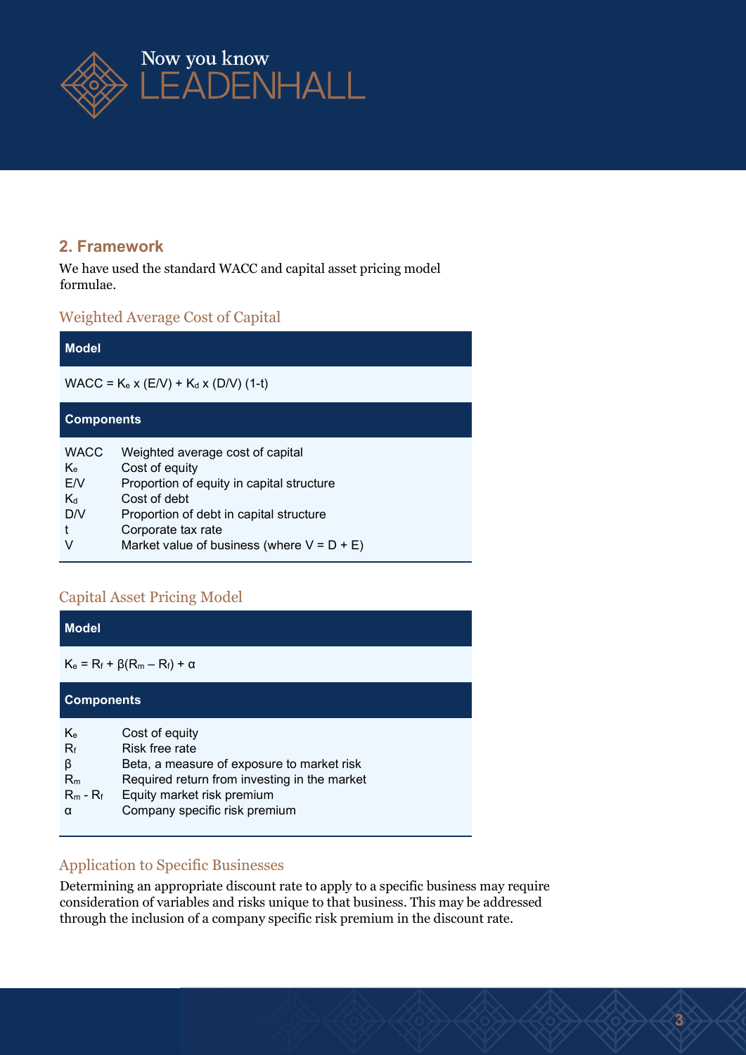## 2. Framework

We have used the standard WACC and capital asset pricing model formulae.

### Weighted Average Cost of Capital

| Model |
| --- |
| $WACC = K_e \times (E/V) + K_d \times (D/V)(1-t)$ |

| Components | |
| --- | --- |
| WACC | Weighted average cost of capital |
| $K_e$ | Cost of equity |
| E/V | Proportion of equity in capital structure |
| $K_d$ | Cost of debt |
| D/V | Proportion of debt in capital structure |
| t | Corporate tax rate |
| V | Market value of business (where V = D + E) |

### Capital Asset Pricing Model

| Model |
| --- |
| $K_e = R_f + \beta(R_m - R_f) + \alpha$ |

| Components | |
| --- | --- |
| $K_e$ | Cost of equity |
| $R_f$ | Risk free rate |
| $\beta$ | Beta, a measure of exposure to market risk |
| $R_m$ | Required return from investing in the market |
| $R_m - R_f$ | Equity market risk premium |
| $\alpha$ | Company specific risk premium |

### Application to Specific Businesses

Determining an appropriate discount rate to apply to a specific business may require consideration of variables and risks unique to that business. This may be addressed through the inclusion of a company specific risk premium in the discount rate.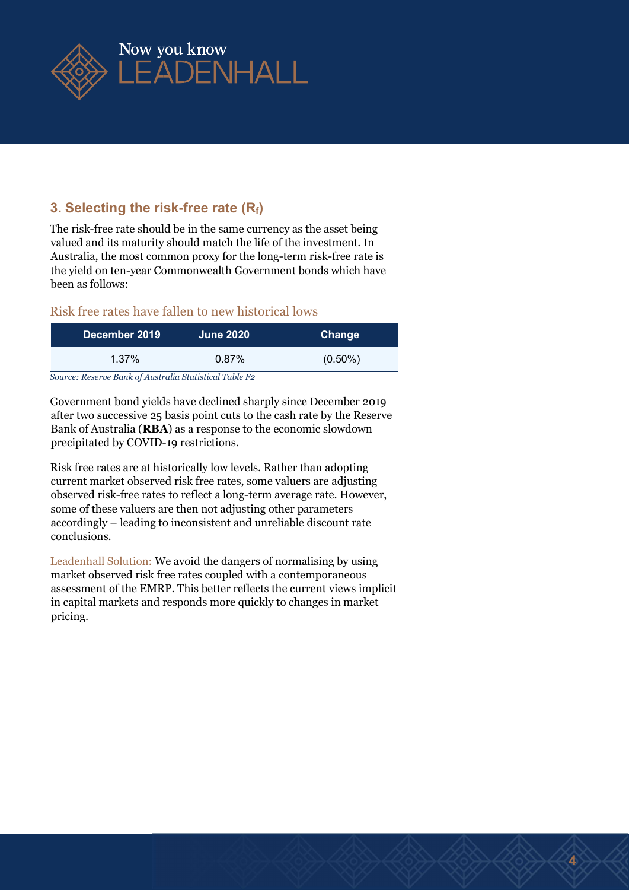## 3. Selecting the risk-free rate ($R_f$)

The risk-free rate should be in the same currency as the asset being valued and its maturity should match the life of the investment. In Australia, the most common proxy for the long-term risk-free rate is the yield on ten-year Commonwealth Government bonds which have been as follows:

### Risk free rates have fallen to new historical lows

| December 2019 | June 2020 | Change |
| --- | --- | --- |
| 1.37% | 0.87% | (0.50%) |

*Source: Reserve Bank of Australia Statistical Table F2*

Government bond yields have declined sharply since December 2019 after two successive 25 basis point cuts to the cash rate by the Reserve Bank of Australia (**RBA**) as a response to the economic slowdown precipitated by COVID-19 restrictions.

Risk free rates are at historically low levels. Rather than adopting current market observed risk free rates, some valuers are adjusting observed risk-free rates to reflect a long-term average rate. However, some of these valuers are then not adjusting other parameters accordingly – leading to inconsistent and unreliable discount rate conclusions.

Leadenhall Solution: We avoid the dangers of normalising by using market observed risk free rates coupled with a contemporaneous assessment of the EMRP. This better reflects the current views implicit in capital markets and responds more quickly to changes in market pricing.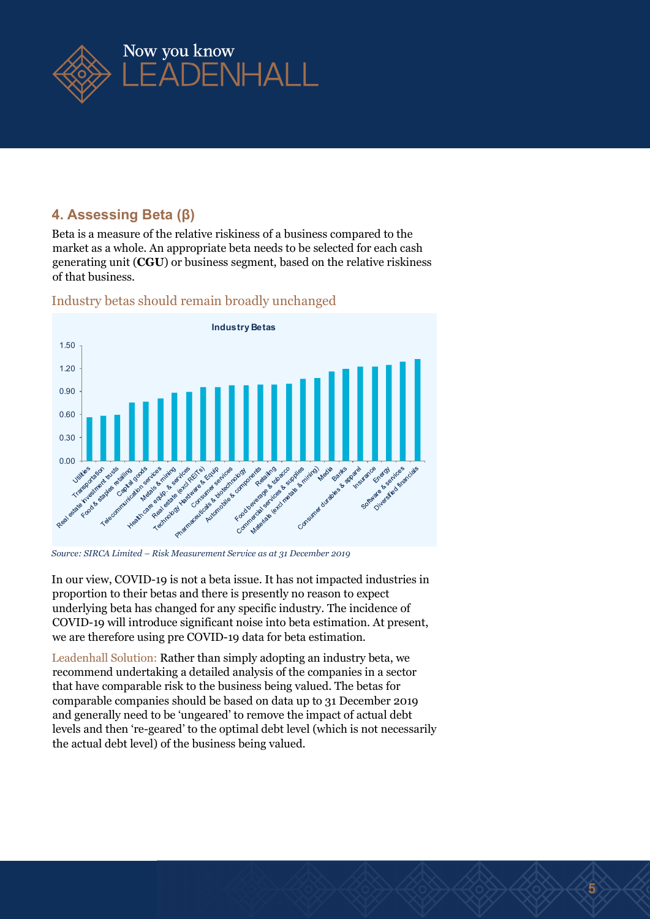## 4. Assessing Beta (β)

Beta is a measure of the relative riskiness of a business compared to the market as a whole. An appropriate beta needs to be selected for each cash generating unit (**CGU**) or business segment, based on the relative riskiness of that business.

### Industry betas should remain broadly unchanged

*Source: SIRCA Limited – Risk Measurement Service as at 31 December 2019*

In our view, COVID-19 is not a beta issue. It has not impacted industries in proportion to their betas and there is presently no reason to expect underlying beta has changed for any specific industry. The incidence of COVID-19 will introduce significant noise into beta estimation. At present, we are therefore using pre COVID-19 data for beta estimation.

Leadenhall Solution: Rather than simply adopting an industry beta, we recommend undertaking a detailed analysis of the companies in a sector that have comparable risk to the business being valued. The betas for comparable companies should be based on data up to 31 December 2019 and generally need to be 'ungeared' to remove the impact of actual debt levels and then 're-geared' to the optimal debt level (which is not necessarily the actual debt level) of the business being valued.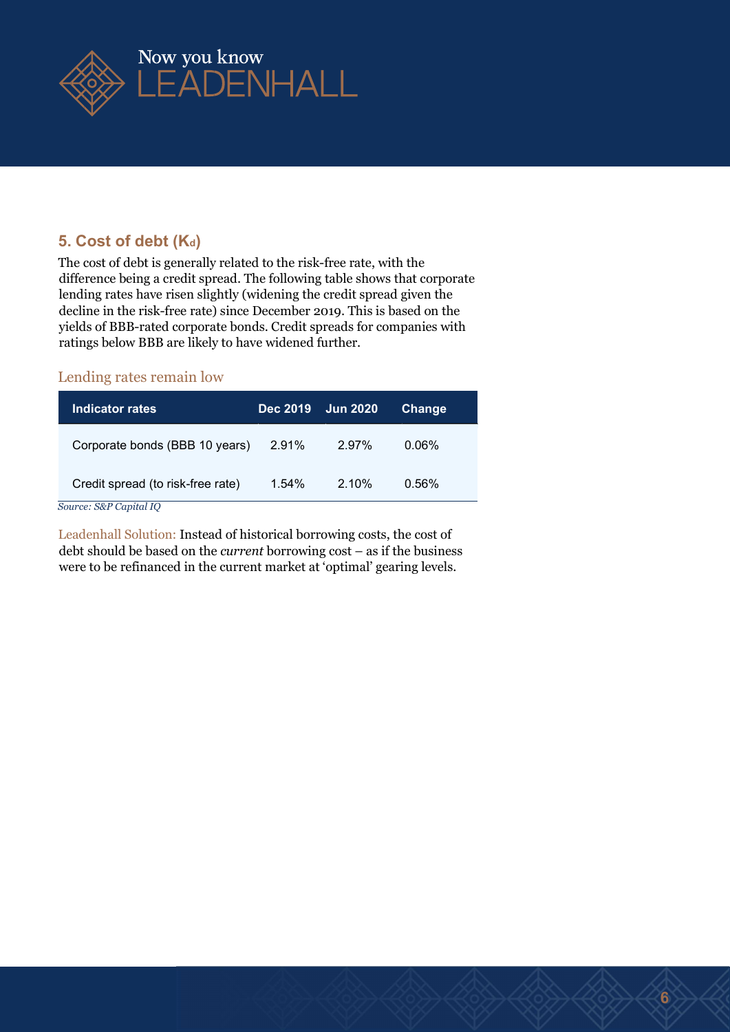## 5. Cost of debt ($K_d$)

The cost of debt is generally related to the risk-free rate, with the difference being a credit spread. The following table shows that corporate lending rates have risen slightly (widening the credit spread given the decline in the risk-free rate) since December 2019. This is based on the yields of BBB-rated corporate bonds. Credit spreads for companies with ratings below BBB are likely to have widened further.

### Lending rates remain low

| Indicator rates | Dec 2019 | Jun 2020 | Change |
|---|---|---|---|
| Corporate bonds (BBB 10 years) | 2.91% | 2.97% | 0.06% |
| Credit spread (to risk-free rate) | 1.54% | 2.10% | 0.56% |

*Source: S&P Capital IQ*

Leadenhall Solution: Instead of historical borrowing costs, the cost of debt should be based on the *current* borrowing cost – as if the business were to be refinanced in the current market at 'optimal' gearing levels.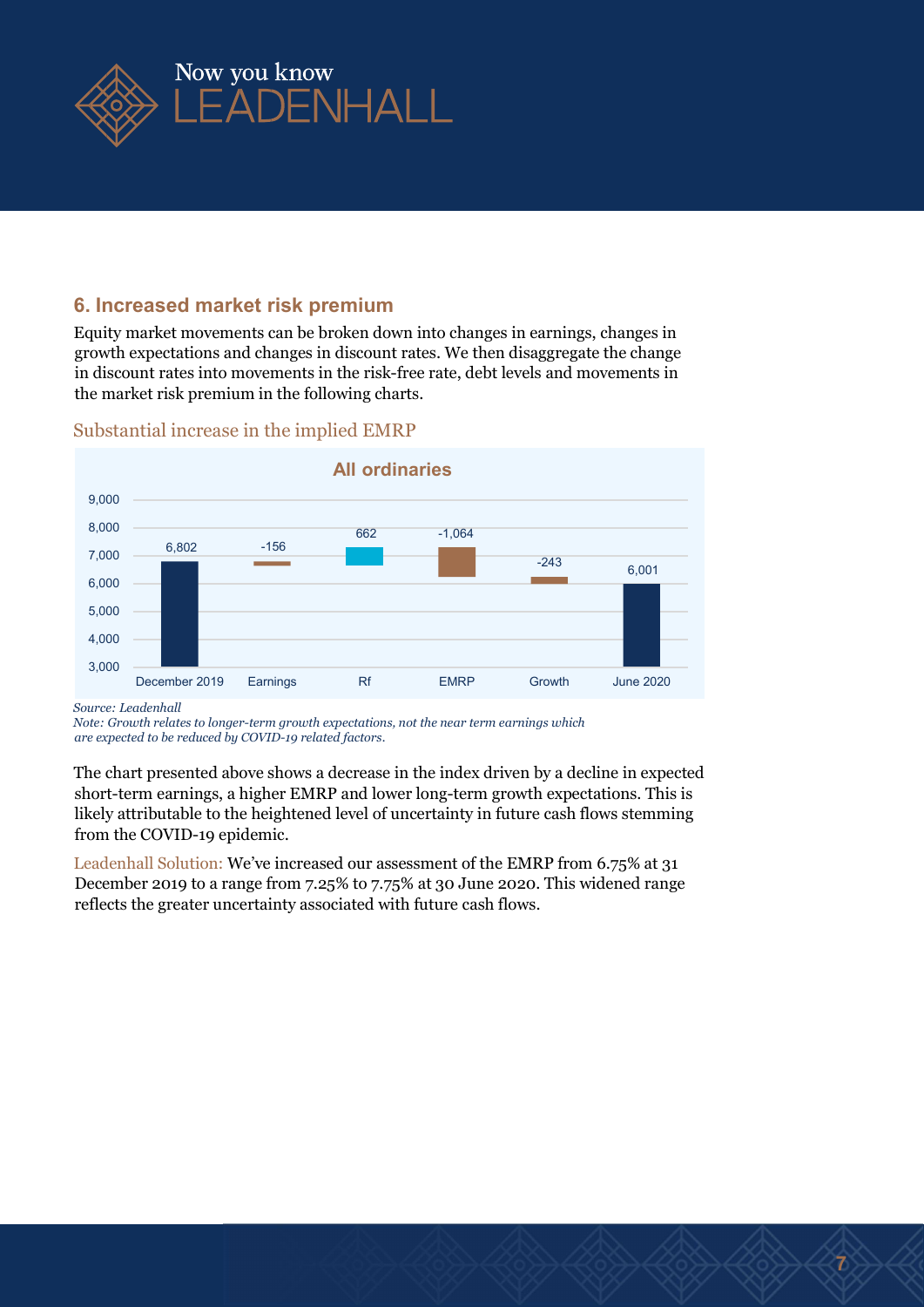## 6. Increased market risk premium

Equity market movements can be broken down into changes in earnings, changes in growth expectations and changes in discount rates. We then disaggregate the change in discount rates into movements in the risk-free rate, debt levels and movements in the market risk premium in the following charts.

### Substantial increase in the implied EMRP

**All ordinaries**

| | December 2019 | Earnings | Rf | EMRP | Growth | June 2020 |
|---|---|---|---|---|---|---|
| Value | 6,802 | -156 | 662 | -1,064 | -243 | 6,001 |

*Source: Leadenhall*
*Note: Growth relates to longer-term growth expectations, not the near term earnings which are expected to be reduced by COVID-19 related factors.*

The chart presented above shows a decrease in the index driven by a decline in expected short-term earnings, a higher EMRP and lower long-term growth expectations. This is likely attributable to the heightened level of uncertainty in future cash flows stemming from the COVID-19 epidemic.

Leadenhall Solution: We've increased our assessment of the EMRP from 6.75% at 31 December 2019 to a range from 7.25% to 7.75% at 30 June 2020. This widened range reflects the greater uncertainty associated with future cash flows.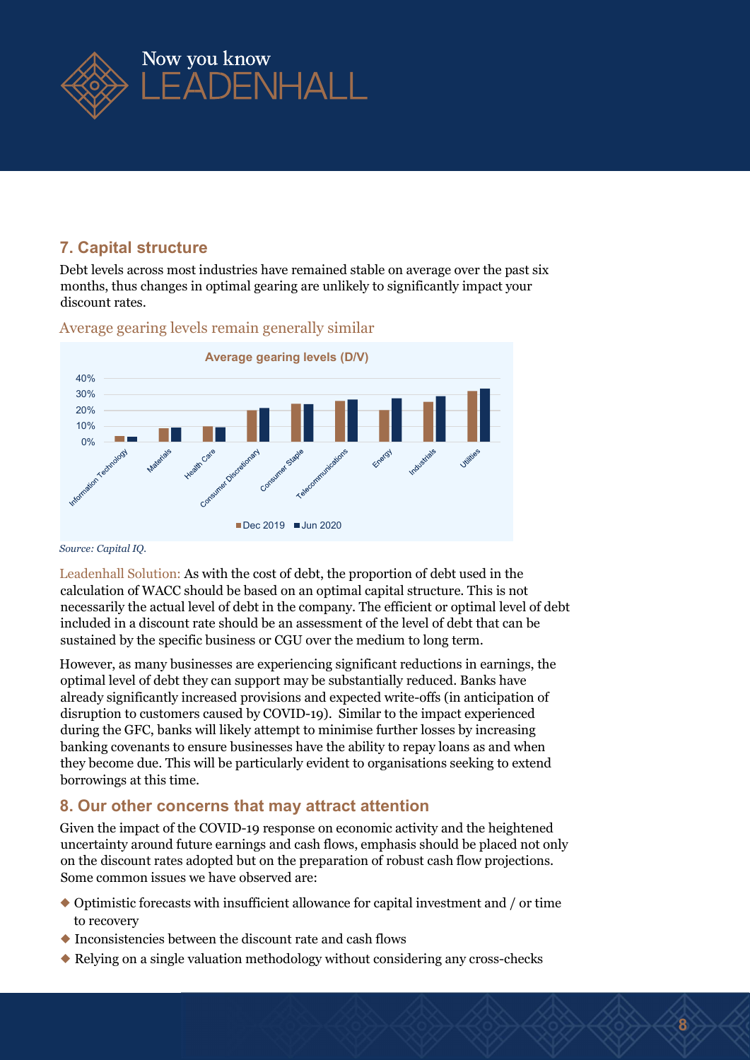## 7. Capital structure

Debt levels across most industries have remained stable on average over the past six months, thus changes in optimal gearing are unlikely to significantly impact your discount rates.

Average gearing levels remain generally similar

**Average gearing levels (D/V)**

*Source: Capital IQ.*

Leadenhall Solution: As with the cost of debt, the proportion of debt used in the calculation of WACC should be based on an optimal capital structure. This is not necessarily the actual level of debt in the company. The efficient or optimal level of debt included in a discount rate should be an assessment of the level of debt that can be sustained by the specific business or CGU over the medium to long term.

However, as many businesses are experiencing significant reductions in earnings, the optimal level of debt they can support may be substantially reduced. Banks have already significantly increased provisions and expected write-offs (in anticipation of disruption to customers caused by COVID-19). Similar to the impact experienced during the GFC, banks will likely attempt to minimise further losses by increasing banking covenants to ensure businesses have the ability to repay loans as and when they become due. This will be particularly evident to organisations seeking to extend borrowings at this time.

## 8. Our other concerns that may attract attention

Given the impact of the COVID-19 response on economic activity and the heightened uncertainty around future earnings and cash flows, emphasis should be placed not only on the discount rates adopted but on the preparation of robust cash flow projections. Some common issues we have observed are:

- Optimistic forecasts with insufficient allowance for capital investment and / or time to recovery
- Inconsistencies between the discount rate and cash flows
- Relying on a single valuation methodology without considering any cross-checks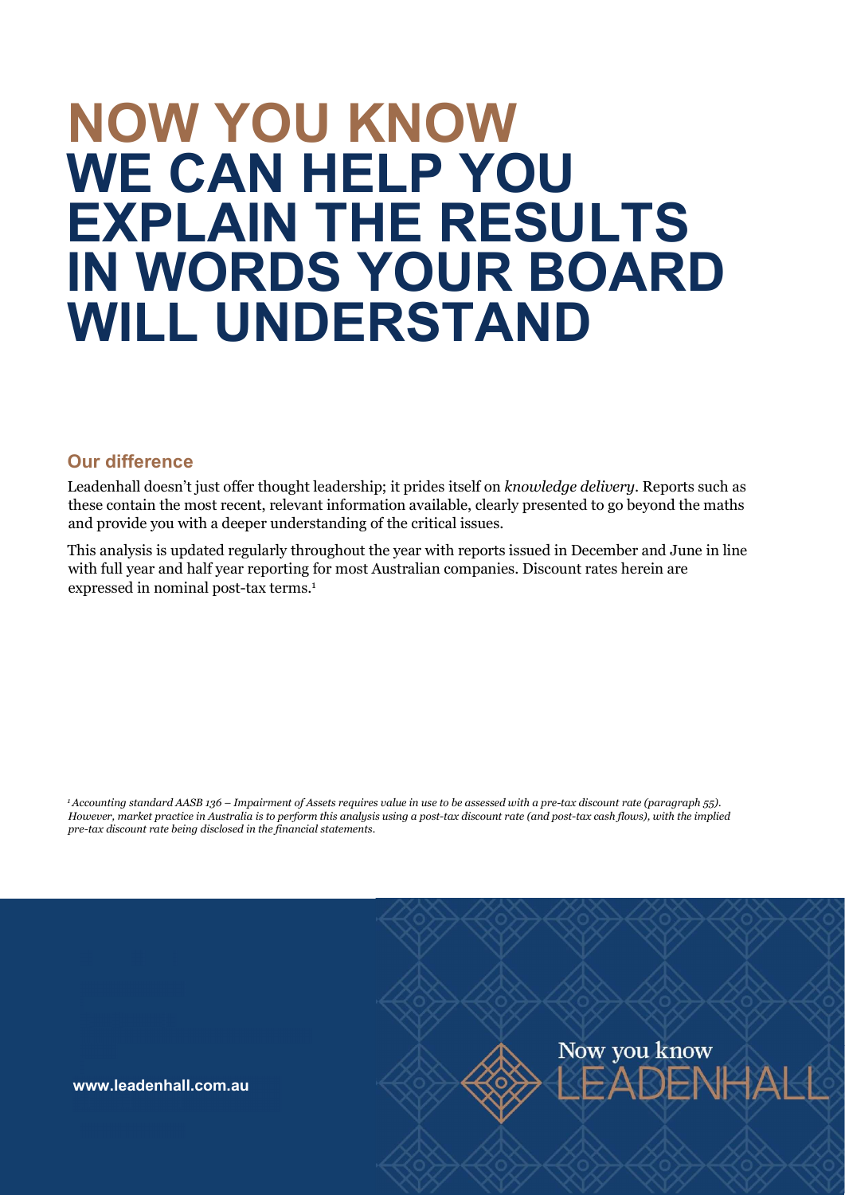# NOW YOU KNOW WE CAN HELP YOU EXPLAIN THE RESULTS IN WORDS YOUR BOARD WILL UNDERSTAND

## Our difference

Leadenhall doesn't just offer thought leadership; it prides itself on *knowledge delivery*. Reports such as these contain the most recent, relevant information available, clearly presented to go beyond the maths and provide you with a deeper understanding of the critical issues.

This analysis is updated regularly throughout the year with reports issued in December and June in line with full year and half year reporting for most Australian companies. Discount rates herein are expressed in nominal post-tax terms.[1]

*[1] Accounting standard AASB 136 – Impairment of Assets requires value in use to be assessed with a pre-tax discount rate (paragraph 55). However, market practice in Australia is to perform this analysis using a post-tax discount rate (and post-tax cash flows), with the implied pre-tax discount rate being disclosed in the financial statements.*

**www.leadenhall.com.au**

Now you know LEADENHALL